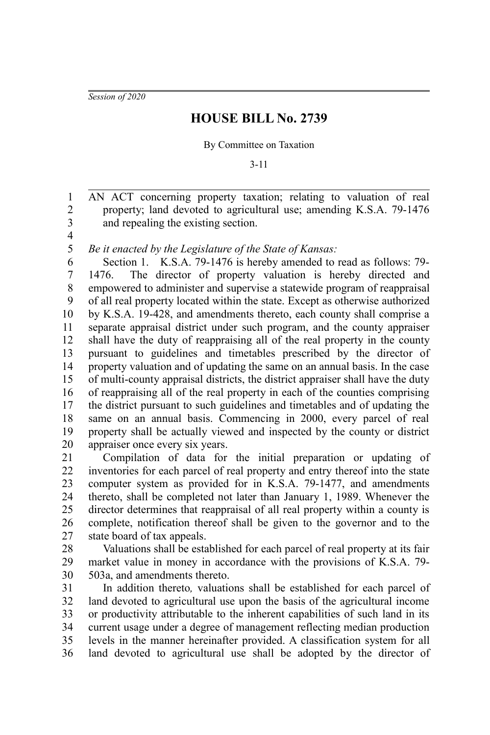*Session of 2020*

# HOUSE BILL No. 2739

By Committee on Taxation

3-11

AN ACT concerning property taxation; relating to valuation of real property; land devoted to agricultural use; amending K.S.A. 79-1476 and repealing the existing section.

*Be it enacted by the Legislature of the State of Kansas:*

Section 1. K.S.A. 79-1476 is hereby amended to read as follows: 79-1476. The director of property valuation is hereby directed and empowered to administer and supervise a statewide program of reappraisal of all real property located within the state. Except as otherwise authorized by K.S.A. 19-428, and amendments thereto, each county shall comprise a separate appraisal district under such program, and the county appraiser shall have the duty of reappraising all of the real property in the county pursuant to guidelines and timetables prescribed by the director of property valuation and of updating the same on an annual basis. In the case of multi-county appraisal districts, the district appraiser shall have the duty of reappraising all of the real property in each of the counties comprising the district pursuant to such guidelines and timetables and of updating the same on an annual basis. Commencing in 2000, every parcel of real property shall be actually viewed and inspected by the county or district appraiser once every six years.

Compilation of data for the initial preparation or updating of inventories for each parcel of real property and entry thereof into the state computer system as provided for in K.S.A. 79-1477, and amendments thereto, shall be completed not later than January 1, 1989. Whenever the director determines that reappraisal of all real property within a county is complete, notification thereof shall be given to the governor and to the state board of tax appeals.

Valuations shall be established for each parcel of real property at its fair market value in money in accordance with the provisions of K.S.A. 79-503a, and amendments thereto.

In addition thereto*,* valuations shall be established for each parcel of land devoted to agricultural use upon the basis of the agricultural income or productivity attributable to the inherent capabilities of such land in its current usage under a degree of management reflecting median production levels in the manner hereinafter provided. A classification system for all land devoted to agricultural use shall be adopted by the director of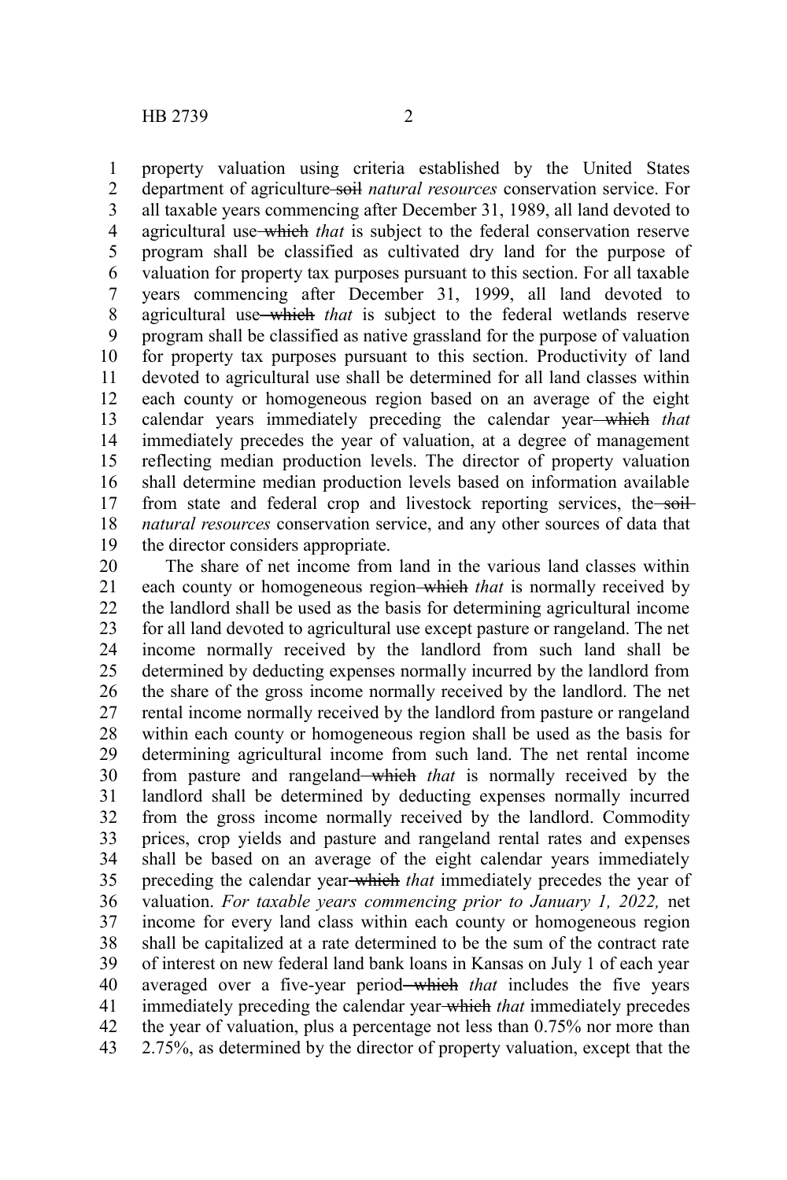property valuation using criteria established by the United States department of agriculture ~~soil~~ *natural resources* conservation service. For all taxable years commencing after December 31, 1989, all land devoted to agricultural use ~~which~~ *that* is subject to the federal conservation reserve program shall be classified as cultivated dry land for the purpose of valuation for property tax purposes pursuant to this section. For all taxable years commencing after December 31, 1999, all land devoted to agricultural use ~~which~~ *that* is subject to the federal wetlands reserve program shall be classified as native grassland for the purpose of valuation for property tax purposes pursuant to this section. Productivity of land devoted to agricultural use shall be determined for all land classes within each county or homogeneous region based on an average of the eight calendar years immediately preceding the calendar year ~~which~~ *that* immediately precedes the year of valuation, at a degree of management reflecting median production levels. The director of property valuation shall determine median production levels based on information available from state and federal crop and livestock reporting services, the ~~soil~~ *natural resources* conservation service, and any other sources of data that the director considers appropriate.

The share of net income from land in the various land classes within each county or homogeneous region ~~which~~ *that* is normally received by the landlord shall be used as the basis for determining agricultural income for all land devoted to agricultural use except pasture or rangeland. The net income normally received by the landlord from such land shall be determined by deducting expenses normally incurred by the landlord from the share of the gross income normally received by the landlord. The net rental income normally received by the landlord from pasture or rangeland within each county or homogeneous region shall be used as the basis for determining agricultural income from such land. The net rental income from pasture and rangeland ~~which~~ *that* is normally received by the landlord shall be determined by deducting expenses normally incurred from the gross income normally received by the landlord. Commodity prices, crop yields and pasture and rangeland rental rates and expenses shall be based on an average of the eight calendar years immediately preceding the calendar year ~~which~~ *that* immediately precedes the year of valuation. *For taxable years commencing prior to January 1, 2022,* net income for every land class within each county or homogeneous region shall be capitalized at a rate determined to be the sum of the contract rate of interest on new federal land bank loans in Kansas on July 1 of each year averaged over a five-year period ~~which~~ *that* includes the five years immediately preceding the calendar year ~~which~~ *that* immediately precedes the year of valuation, plus a percentage not less than 0.75% nor more than 2.75%, as determined by the director of property valuation, except that the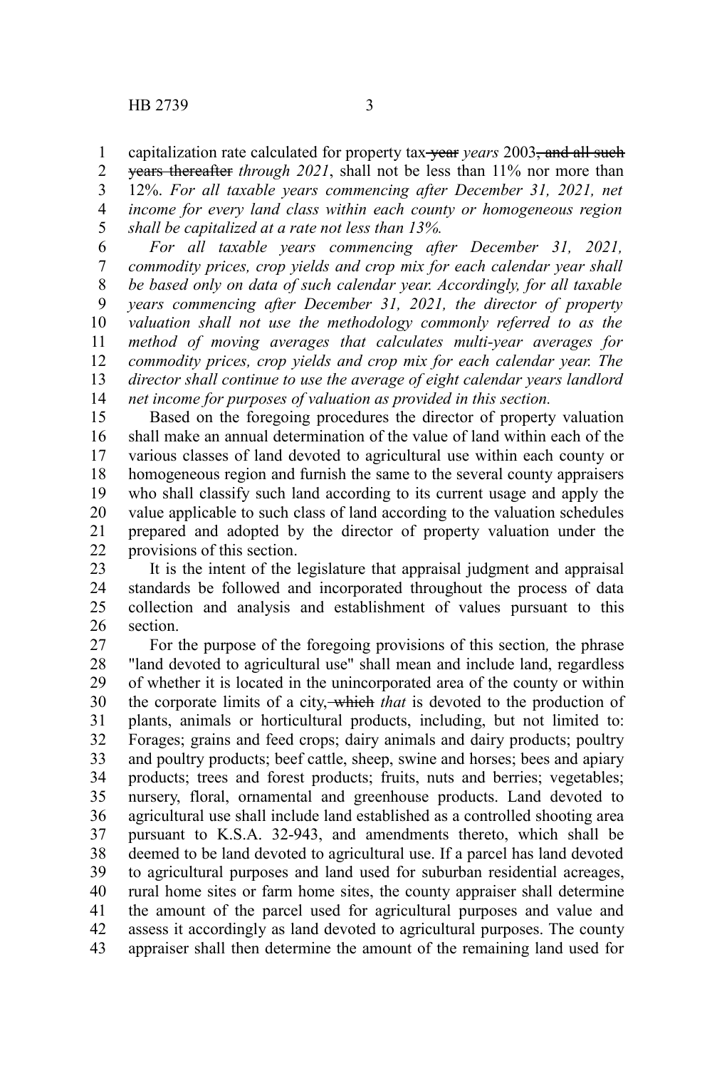capitalization rate calculated for property tax ~~year~~ *years* 2003~~, and all such years thereafter~~ *through 2021*, shall not be less than 11% nor more than 12%. *For all taxable years commencing after December 31, 2021, net income for every land class within each county or homogeneous region shall be capitalized at a rate not less than 13%.*

*For all taxable years commencing after December 31, 2021, commodity prices, crop yields and crop mix for each calendar year shall be based only on data of such calendar year. Accordingly, for all taxable years commencing after December 31, 2021, the director of property valuation shall not use the methodology commonly referred to as the method of moving averages that calculates multi-year averages for commodity prices, crop yields and crop mix for each calendar year. The director shall continue to use the average of eight calendar years landlord net income for purposes of valuation as provided in this section.*

Based on the foregoing procedures the director of property valuation shall make an annual determination of the value of land within each of the various classes of land devoted to agricultural use within each county or homogeneous region and furnish the same to the several county appraisers who shall classify such land according to its current usage and apply the value applicable to such class of land according to the valuation schedules prepared and adopted by the director of property valuation under the provisions of this section.

It is the intent of the legislature that appraisal judgment and appraisal standards be followed and incorporated throughout the process of data collection and analysis and establishment of values pursuant to this section.

For the purpose of the foregoing provisions of this section, the phrase "land devoted to agricultural use" shall mean and include land, regardless of whether it is located in the unincorporated area of the county or within the corporate limits of a city, ~~which~~ *that* is devoted to the production of plants, animals or horticultural products, including, but not limited to: Forages; grains and feed crops; dairy animals and dairy products; poultry and poultry products; beef cattle, sheep, swine and horses; bees and apiary products; trees and forest products; fruits, nuts and berries; vegetables; nursery, floral, ornamental and greenhouse products. Land devoted to agricultural use shall include land established as a controlled shooting area pursuant to K.S.A. 32-943, and amendments thereto, which shall be deemed to be land devoted to agricultural use. If a parcel has land devoted to agricultural purposes and land used for suburban residential acreages, rural home sites or farm home sites, the county appraiser shall determine the amount of the parcel used for agricultural purposes and value and assess it accordingly as land devoted to agricultural purposes. The county appraiser shall then determine the amount of the remaining land used for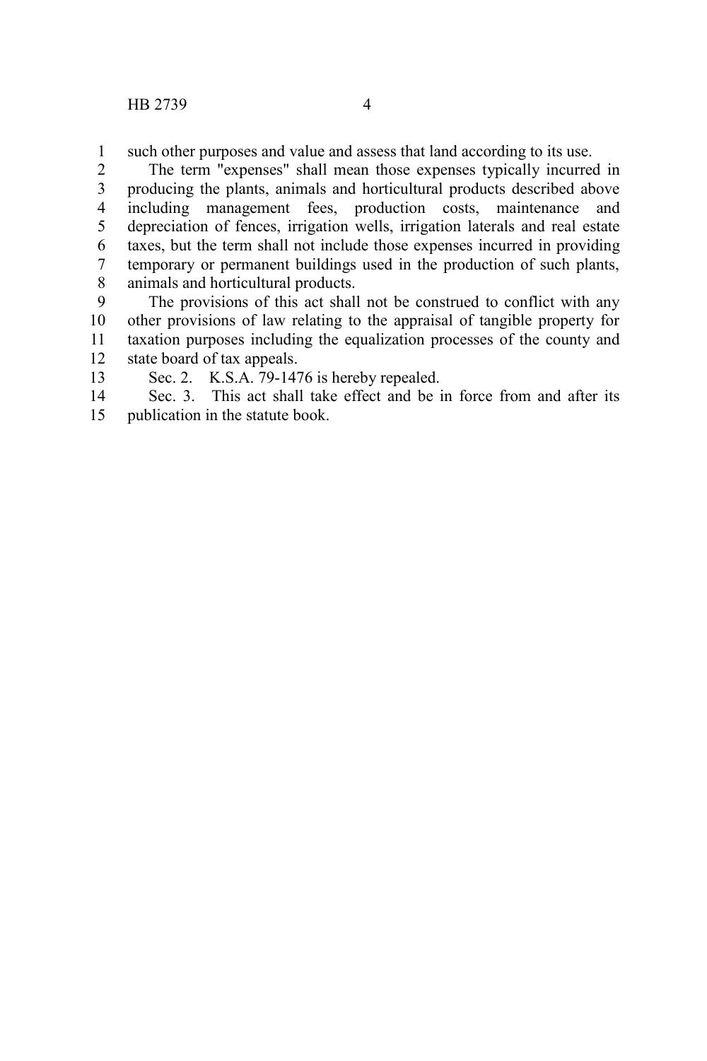such other purposes and value and assess that land according to its use.

The term "expenses" shall mean those expenses typically incurred in producing the plants, animals and horticultural products described above including management fees, production costs, maintenance and depreciation of fences, irrigation wells, irrigation laterals and real estate taxes, but the term shall not include those expenses incurred in providing temporary or permanent buildings used in the production of such plants, animals and horticultural products.

The provisions of this act shall not be construed to conflict with any other provisions of law relating to the appraisal of tangible property for taxation purposes including the equalization processes of the county and state board of tax appeals.

Sec. 2. K.S.A. 79-1476 is hereby repealed.

Sec. 3. This act shall take effect and be in force from and after its publication in the statute book.